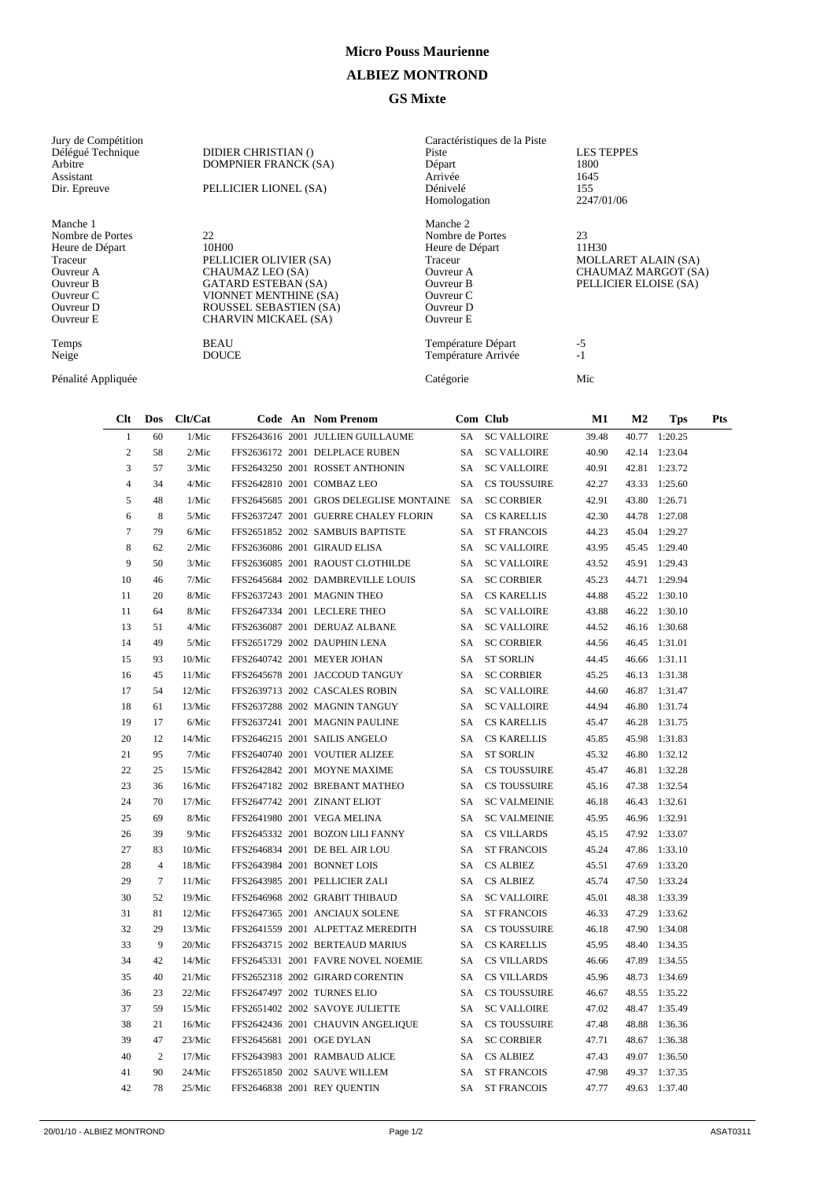# Micro Pouss Maurienne

## ALBIEZ MONTROND

### GS Mixte

| Jury de Compétition | | Caractéristiques de la Piste | |
|---|---|---|---|
| Délégué Technique | DIDIER CHRISTIAN () | Piste | LES TEPPES |
| Arbitre | DOMPNIER FRANCK (SA) | Départ | 1800 |
| Assistant | | Arrivée | 1645 |
| Dir. Epreuve | PELLICIER LIONEL (SA) | Dénivelé | 155 |
| | | Homologation | 2247/01/06 |
| Manche 1 | | Manche 2 | |
| Nombre de Portes | 22 | Nombre de Portes | 23 |
| Heure de Départ | 10H00 | Heure de Départ | 11H30 |
| Traceur | PELLICIER OLIVIER (SA) | Traceur | MOLLARET ALAIN (SA) |
| Ouvreur A | CHAUMAZ LEO (SA) | Ouvreur A | CHAUMAZ MARGOT (SA) |
| Ouvreur B | GATARD ESTEBAN (SA) | Ouvreur B | PELLICIER ELOISE (SA) |
| Ouvreur C | VIONNET MENTHINE (SA) | Ouvreur C | |
| Ouvreur D | ROUSSEL SEBASTIEN (SA) | Ouvreur D | |
| Ouvreur E | CHARVIN MICKAEL (SA) | Ouvreur E | |
| Temps | BEAU | Température Départ | -5 |
| Neige | DOUCE | Température Arrivée | -1 |
| Pénalité Appliquée | | Catégorie | Mic |

| Clt | Dos | Clt/Cat | Code | An | Nom Prenom | Com | Club | M1 | M2 | Tps | Pts |
|---|---|---|---|---|---|---|---|---|---|---|---|
| 1 | 60 | 1/Mic | FFS2643616 | 2001 | JULLIEN GUILLAUME | SA | SC VALLOIRE | 39.48 | 40.77 | 1:20.25 | |
| 2 | 58 | 2/Mic | FFS2636172 | 2001 | DELPLACE RUBEN | SA | SC VALLOIRE | 40.90 | 42.14 | 1:23.04 | |
| 3 | 57 | 3/Mic | FFS2643250 | 2001 | ROSSET ANTHONIN | SA | SC VALLOIRE | 40.91 | 42.81 | 1:23.72 | |
| 4 | 34 | 4/Mic | FFS2642810 | 2001 | COMBAZ LEO | SA | CS TOUSSUIRE | 42.27 | 43.33 | 1:25.60 | |
| 5 | 48 | 1/Mic | FFS2645685 | 2001 | GROS DELEGLISE MONTAINE | SA | SC CORBIER | 42.91 | 43.80 | 1:26.71 | |
| 6 | 8 | 5/Mic | FFS2637247 | 2001 | GUERRE CHALEY FLORIN | SA | CS KARELLIS | 42.30 | 44.78 | 1:27.08 | |
| 7 | 79 | 6/Mic | FFS2651852 | 2002 | SAMBUIS BAPTISTE | SA | ST FRANCOIS | 44.23 | 45.04 | 1:29.27 | |
| 8 | 62 | 2/Mic | FFS2636086 | 2001 | GIRAUD ELISA | SA | SC VALLOIRE | 43.95 | 45.45 | 1:29.40 | |
| 9 | 50 | 3/Mic | FFS2636085 | 2001 | RAOUST CLOTHILDE | SA | SC VALLOIRE | 43.52 | 45.91 | 1:29.43 | |
| 10 | 46 | 7/Mic | FFS2645684 | 2002 | DAMBREVILLE LOUIS | SA | SC CORBIER | 45.23 | 44.71 | 1:29.94 | |
| 11 | 20 | 8/Mic | FFS2637243 | 2001 | MAGNIN THEO | SA | CS KARELLIS | 44.88 | 45.22 | 1:30.10 | |
| 11 | 64 | 8/Mic | FFS2647334 | 2001 | LECLERE THEO | SA | SC VALLOIRE | 43.88 | 46.22 | 1:30.10 | |
| 13 | 51 | 4/Mic | FFS2636087 | 2001 | DERUAZ ALBANE | SA | SC VALLOIRE | 44.52 | 46.16 | 1:30.68 | |
| 14 | 49 | 5/Mic | FFS2651729 | 2002 | DAUPHIN LENA | SA | SC CORBIER | 44.56 | 46.45 | 1:31.01 | |
| 15 | 93 | 10/Mic | FFS2640742 | 2001 | MEYER JOHAN | SA | ST SORLIN | 44.45 | 46.66 | 1:31.11 | |
| 16 | 45 | 11/Mic | FFS2645678 | 2001 | JACCOUD TANGUY | SA | SC CORBIER | 45.25 | 46.13 | 1:31.38 | |
| 17 | 54 | 12/Mic | FFS2639713 | 2002 | CASCALES ROBIN | SA | SC VALLOIRE | 44.60 | 46.87 | 1:31.47 | |
| 18 | 61 | 13/Mic | FFS2637288 | 2002 | MAGNIN TANGUY | SA | SC VALLOIRE | 44.94 | 46.80 | 1:31.74 | |
| 19 | 17 | 6/Mic | FFS2637241 | 2001 | MAGNIN PAULINE | SA | CS KARELLIS | 45.47 | 46.28 | 1:31.75 | |
| 20 | 12 | 14/Mic | FFS2646215 | 2001 | SAILIS ANGELO | SA | CS KARELLIS | 45.85 | 45.98 | 1:31.83 | |
| 21 | 95 | 7/Mic | FFS2640740 | 2001 | VOUTIER ALIZEE | SA | ST SORLIN | 45.32 | 46.80 | 1:32.12 | |
| 22 | 25 | 15/Mic | FFS2642842 | 2001 | MOYNE MAXIME | SA | CS TOUSSUIRE | 45.47 | 46.81 | 1:32.28 | |
| 23 | 36 | 16/Mic | FFS2647182 | 2002 | BREBANT MATHEO | SA | CS TOUSSUIRE | 45.16 | 47.38 | 1:32.54 | |
| 24 | 70 | 17/Mic | FFS2647742 | 2001 | ZINANT ELIOT | SA | SC VALMEINIE | 46.18 | 46.43 | 1:32.61 | |
| 25 | 69 | 8/Mic | FFS2641980 | 2001 | VEGA MELINA | SA | SC VALMEINIE | 45.95 | 46.96 | 1:32.91 | |
| 26 | 39 | 9/Mic | FFS2645332 | 2001 | BOZON LILI FANNY | SA | CS VILLARDS | 45.15 | 47.92 | 1:33.07 | |
| 27 | 83 | 10/Mic | FFS2646834 | 2001 | DE BEL AIR LOU | SA | ST FRANCOIS | 45.24 | 47.86 | 1:33.10 | |
| 28 | 4 | 18/Mic | FFS2643984 | 2001 | BONNET LOIS | SA | CS ALBIEZ | 45.51 | 47.69 | 1:33.20 | |
| 29 | 7 | 11/Mic | FFS2643985 | 2001 | PELLICIER ZALI | SA | CS ALBIEZ | 45.74 | 47.50 | 1:33.24 | |
| 30 | 52 | 19/Mic | FFS2646968 | 2002 | GRABIT THIBAUD | SA | SC VALLOIRE | 45.01 | 48.38 | 1:33.39 | |
| 31 | 81 | 12/Mic | FFS2647365 | 2001 | ANCIAUX SOLENE | SA | ST FRANCOIS | 46.33 | 47.29 | 1:33.62 | |
| 32 | 29 | 13/Mic | FFS2641559 | 2001 | ALPETTAZ MEREDITH | SA | CS TOUSSUIRE | 46.18 | 47.90 | 1:34.08 | |
| 33 | 9 | 20/Mic | FFS2643715 | 2002 | BERTEAUD MARIUS | SA | CS KARELLIS | 45.95 | 48.40 | 1:34.35 | |
| 34 | 42 | 14/Mic | FFS2645331 | 2001 | FAVRE NOVEL NOEMIE | SA | CS VILLARDS | 46.66 | 47.89 | 1:34.55 | |
| 35 | 40 | 21/Mic | FFS2652318 | 2002 | GIRARD CORENTIN | SA | CS VILLARDS | 45.96 | 48.73 | 1:34.69 | |
| 36 | 23 | 22/Mic | FFS2647497 | 2002 | TURNES ELIO | SA | CS TOUSSUIRE | 46.67 | 48.55 | 1:35.22 | |
| 37 | 59 | 15/Mic | FFS2651402 | 2002 | SAVOYE JULIETTE | SA | SC VALLOIRE | 47.02 | 48.47 | 1:35.49 | |
| 38 | 21 | 16/Mic | FFS2642436 | 2001 | CHAUVIN ANGELIQUE | SA | CS TOUSSUIRE | 47.48 | 48.88 | 1:36.36 | |
| 39 | 47 | 23/Mic | FFS2645681 | 2001 | OGE DYLAN | SA | SC CORBIER | 47.71 | 48.67 | 1:36.38 | |
| 40 | 2 | 17/Mic | FFS2643983 | 2001 | RAMBAUD ALICE | SA | CS ALBIEZ | 47.43 | 49.07 | 1:36.50 | |
| 41 | 90 | 24/Mic | FFS2651850 | 2002 | SAUVE WILLEM | SA | ST FRANCOIS | 47.98 | 49.37 | 1:37.35 | |
| 42 | 78 | 25/Mic | FFS2646838 | 2001 | REY QUENTIN | SA | ST FRANCOIS | 47.77 | 49.63 | 1:37.40 | |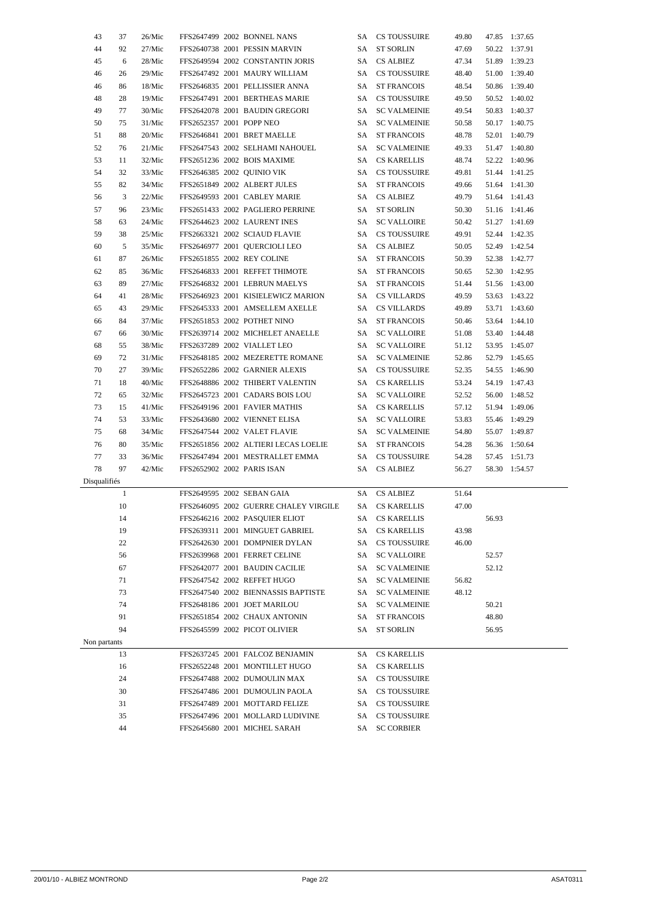| | | | | | | | | | | | |
|---|---|---|---|---|---|---|---|---|---|---|---|
| 43 | 37 | 26/Mic | FFS2647499 | 2002 | BONNEL NANS | SA | CS TOUSSUIRE | 49.80 | 47.85 | 1:37.65 |
| 44 | 92 | 27/Mic | FFS2640738 | 2001 | PESSIN MARVIN | SA | ST SORLIN | 47.69 | 50.22 | 1:37.91 |
| 45 | 6 | 28/Mic | FFS2649594 | 2002 | CONSTANTIN JORIS | SA | CS ALBIEZ | 47.34 | 51.89 | 1:39.23 |
| 46 | 26 | 29/Mic | FFS2647492 | 2001 | MAURY WILLIAM | SA | CS TOUSSUIRE | 48.40 | 51.00 | 1:39.40 |
| 46 | 86 | 18/Mic | FFS2646835 | 2001 | PELLISSIER ANNA | SA | ST FRANCOIS | 48.54 | 50.86 | 1:39.40 |
| 48 | 28 | 19/Mic | FFS2647491 | 2001 | BERTHEAS MARIE | SA | CS TOUSSUIRE | 49.50 | 50.52 | 1:40.02 |
| 49 | 77 | 30/Mic | FFS2642078 | 2001 | BAUDIN GREGORI | SA | SC VALMEINIE | 49.54 | 50.83 | 1:40.37 |
| 50 | 75 | 31/Mic | FFS2652357 | 2001 | POPP NEO | SA | SC VALMEINIE | 50.58 | 50.17 | 1:40.75 |
| 51 | 88 | 20/Mic | FFS2646841 | 2001 | BRET MAELLE | SA | ST FRANCOIS | 48.78 | 52.01 | 1:40.79 |
| 52 | 76 | 21/Mic | FFS2647543 | 2002 | SELHAMI NAHOUEL | SA | SC VALMEINIE | 49.33 | 51.47 | 1:40.80 |
| 53 | 11 | 32/Mic | FFS2651236 | 2002 | BOIS MAXIME | SA | CS KARELLIS | 48.74 | 52.22 | 1:40.96 |
| 54 | 32 | 33/Mic | FFS2646385 | 2002 | QUINIO VIK | SA | CS TOUSSUIRE | 49.81 | 51.44 | 1:41.25 |
| 55 | 82 | 34/Mic | FFS2651849 | 2002 | ALBERT JULES | SA | ST FRANCOIS | 49.66 | 51.64 | 1:41.30 |
| 56 | 3 | 22/Mic | FFS2649593 | 2001 | CABLEY MARIE | SA | CS ALBIEZ | 49.79 | 51.64 | 1:41.43 |
| 57 | 96 | 23/Mic | FFS2651433 | 2002 | PAGLIERO PERRINE | SA | ST SORLIN | 50.30 | 51.16 | 1:41.46 |
| 58 | 63 | 24/Mic | FFS2644623 | 2002 | LAURENT INES | SA | SC VALLOIRE | 50.42 | 51.27 | 1:41.69 |
| 59 | 38 | 25/Mic | FFS2663321 | 2002 | SCIAUD FLAVIE | SA | CS TOUSSUIRE | 49.91 | 52.44 | 1:42.35 |
| 60 | 5 | 35/Mic | FFS2646977 | 2001 | QUERCIOLI LEO | SA | CS ALBIEZ | 50.05 | 52.49 | 1:42.54 |
| 61 | 87 | 26/Mic | FFS2651855 | 2002 | REY COLINE | SA | ST FRANCOIS | 50.39 | 52.38 | 1:42.77 |
| 62 | 85 | 36/Mic | FFS2646833 | 2001 | REFFET THIMOTE | SA | ST FRANCOIS | 50.65 | 52.30 | 1:42.95 |
| 63 | 89 | 27/Mic | FFS2646832 | 2001 | LEBRUN MAELYS | SA | ST FRANCOIS | 51.44 | 51.56 | 1:43.00 |
| 64 | 41 | 28/Mic | FFS2646923 | 2001 | KISIELEWICZ MARION | SA | CS VILLARDS | 49.59 | 53.63 | 1:43.22 |
| 65 | 43 | 29/Mic | FFS2645333 | 2001 | AMSELLEM AXELLE | SA | CS VILLARDS | 49.89 | 53.71 | 1:43.60 |
| 66 | 84 | 37/Mic | FFS2651853 | 2002 | POTHET NINO | SA | ST FRANCOIS | 50.46 | 53.64 | 1:44.10 |
| 67 | 66 | 30/Mic | FFS2639714 | 2002 | MICHELET ANAELLE | SA | SC VALLOIRE | 51.08 | 53.40 | 1:44.48 |
| 68 | 55 | 38/Mic | FFS2637289 | 2002 | VIALLET LEO | SA | SC VALLOIRE | 51.12 | 53.95 | 1:45.07 |
| 69 | 72 | 31/Mic | FFS2648185 | 2002 | MEZERETTE ROMANE | SA | SC VALMEINIE | 52.86 | 52.79 | 1:45.65 |
| 70 | 27 | 39/Mic | FFS2652286 | 2002 | GARNIER ALEXIS | SA | CS TOUSSUIRE | 52.35 | 54.55 | 1:46.90 |
| 71 | 18 | 40/Mic | FFS2648886 | 2002 | THIBERT VALENTIN | SA | CS KARELLIS | 53.24 | 54.19 | 1:47.43 |
| 72 | 65 | 32/Mic | FFS2645723 | 2001 | CADARS BOIS LOU | SA | SC VALLOIRE | 52.52 | 56.00 | 1:48.52 |
| 73 | 15 | 41/Mic | FFS2649196 | 2001 | FAVIER MATHIS | SA | CS KARELLIS | 57.12 | 51.94 | 1:49.06 |
| 74 | 53 | 33/Mic | FFS2643680 | 2002 | VIENNET ELISA | SA | SC VALLOIRE | 53.83 | 55.46 | 1:49.29 |
| 75 | 68 | 34/Mic | FFS2647544 | 2002 | VALET FLAVIE | SA | SC VALMEINIE | 54.80 | 55.07 | 1:49.87 |
| 76 | 80 | 35/Mic | FFS2651856 | 2002 | ALTIERI LECAS LOELIE | SA | ST FRANCOIS | 54.28 | 56.36 | 1:50.64 |
| 77 | 33 | 36/Mic | FFS2647494 | 2001 | MESTRALLET EMMA | SA | CS TOUSSUIRE | 54.28 | 57.45 | 1:51.73 |
| 78 | 97 | 42/Mic | FFS2652902 | 2002 | PARIS ISAN | SA | CS ALBIEZ | 56.27 | 58.30 | 1:54.57 |

Disqualifiés

| | | | | | | | | | |
|---|---|---|---|---|---|---|---|---|---|
| 1 | FFS2649595 | 2002 | SEBAN GAIA | SA | CS ALBIEZ | 51.64 | | |
| 10 | FFS2646095 | 2002 | GUERRE CHALEY VIRGILE | SA | CS KARELLIS | 47.00 | | |
| 14 | FFS2646216 | 2002 | PASQUIER ELIOT | SA | CS KARELLIS | | 56.93 | |
| 19 | FFS2639311 | 2001 | MINGUET GABRIEL | SA | CS KARELLIS | 43.98 | | |
| 22 | FFS2642630 | 2001 | DOMPNIER DYLAN | SA | CS TOUSSUIRE | 46.00 | | |
| 56 | FFS2639968 | 2001 | FERRET CELINE | SA | SC VALLOIRE | | 52.57 | |
| 67 | FFS2642077 | 2001 | BAUDIN CACILIE | SA | SC VALMEINIE | | 52.12 | |
| 71 | FFS2647542 | 2002 | REFFET HUGO | SA | SC VALMEINIE | 56.82 | | |
| 73 | FFS2647540 | 2002 | BIENNASSIS BAPTISTE | SA | SC VALMEINIE | 48.12 | | |
| 74 | FFS2648186 | 2001 | JOET MARILOU | SA | SC VALMEINIE | | 50.21 | |
| 91 | FFS2651854 | 2002 | CHAUX ANTONIN | SA | ST FRANCOIS | | 48.80 | |
| 94 | FFS2645599 | 2002 | PICOT OLIVIER | SA | ST SORLIN | | 56.95 | |

Non partants

| | | | | | |
|---|---|---|---|---|---|
| 13 | FFS2637245 | 2001 | FALCOZ BENJAMIN | SA | CS KARELLIS |
| 16 | FFS2652248 | 2001 | MONTILLET HUGO | SA | CS KARELLIS |
| 24 | FFS2647488 | 2002 | DUMOULIN MAX | SA | CS TOUSSUIRE |
| 30 | FFS2647486 | 2001 | DUMOULIN PAOLA | SA | CS TOUSSUIRE |
| 31 | FFS2647489 | 2001 | MOTTARD FELIZE | SA | CS TOUSSUIRE |
| 35 | FFS2647496 | 2001 | MOLLARD LUDIVINE | SA | CS TOUSSUIRE |
| 44 | FFS2645680 | 2001 | MICHEL SARAH | SA | SC CORBIER |

20/01/10 - ALBIEZ MONTROND ASAT0311